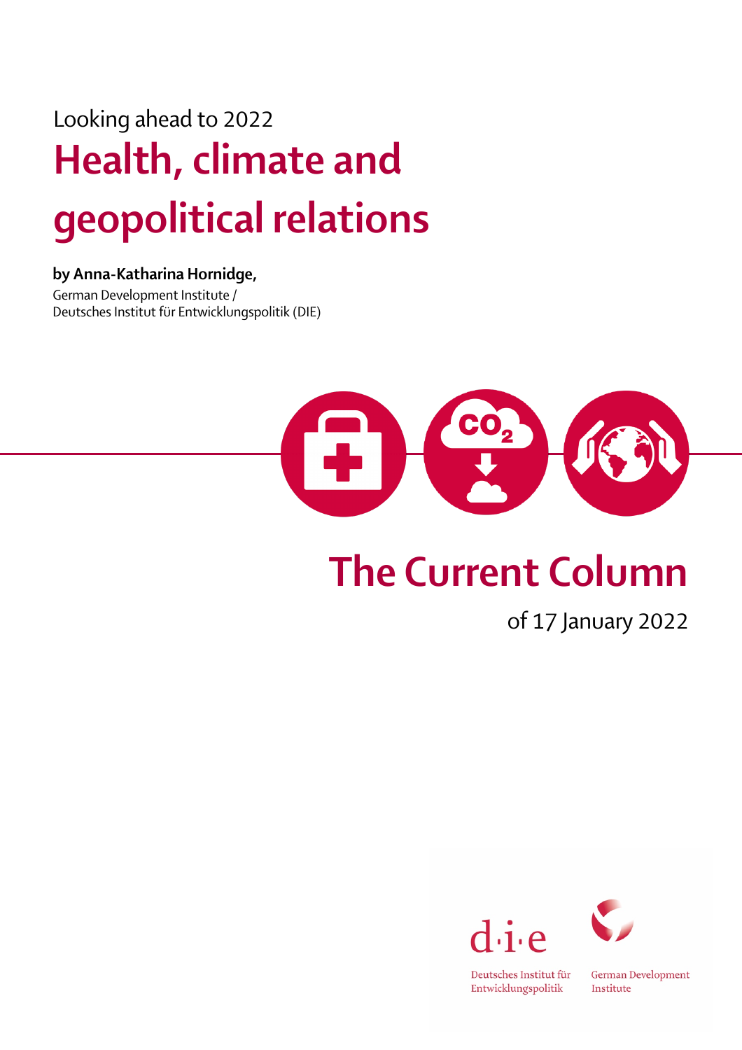Looking ahead to 2022

# Health, climate and geopolitical relations

**by Anna-Katharina Hornidge,**
German Development Institute /
Deutsches Institut für Entwicklungspolitik (DIE)

## The Current Column

of 17 January 2022

d·i·e

Deutsches Institut für Entwicklungspolitik

German Development Institute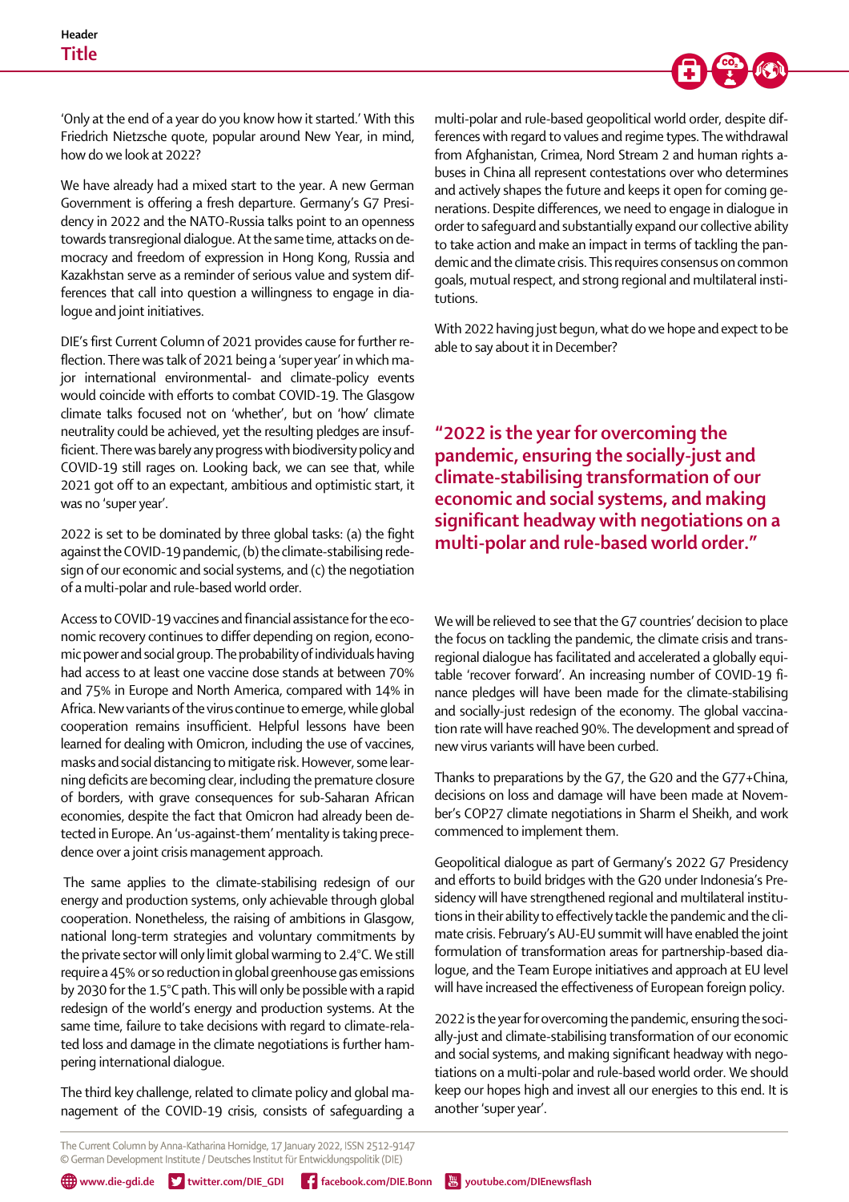'Only at the end of a year do you know how it started.' With this Friedrich Nietzsche quote, popular around New Year, in mind, how do we look at 2022?

We have already had a mixed start to the year. A new German Government is offering a fresh departure. Germany's G7 Presidency in 2022 and the NATO-Russia talks point to an openness towards transregional dialogue. At the same time, attacks on democracy and freedom of expression in Hong Kong, Russia and Kazakhstan serve as a reminder of serious value and system differences that call into question a willingness to engage in dialogue and joint initiatives.

DIE's first Current Column of 2021 provides cause for further reflection. There was talk of 2021 being a 'super year' in which major international environmental- and climate-policy events would coincide with efforts to combat COVID-19. The Glasgow climate talks focused not on 'whether', but on 'how' climate neutrality could be achieved, yet the resulting pledges are insufficient. There was barely any progress with biodiversity policy and COVID-19 still rages on. Looking back, we can see that, while 2021 got off to an expectant, ambitious and optimistic start, it was no 'super year'.

2022 is set to be dominated by three global tasks: (a) the fight against the COVID-19 pandemic, (b) the climate-stabilising redesign of our economic and social systems, and (c) the negotiation of a multi-polar and rule-based world order.

Access to COVID-19 vaccines and financial assistance for the economic recovery continues to differ depending on region, economic power and social group. The probability of individuals having had access to at least one vaccine dose stands at between 70% and 75% in Europe and North America, compared with 14% in Africa. New variants of the virus continue to emerge, while global cooperation remains insufficient. Helpful lessons have been learned for dealing with Omicron, including the use of vaccines, masks and social distancing to mitigate risk. However, some learning deficits are becoming clear, including the premature closure of borders, with grave consequences for sub-Saharan African economies, despite the fact that Omicron had already been detected in Europe. An 'us-against-them' mentality is taking precedence over a joint crisis management approach.

The same applies to the climate-stabilising redesign of our energy and production systems, only achievable through global cooperation. Nonetheless, the raising of ambitions in Glasgow, national long-term strategies and voluntary commitments by the private sector will only limit global warming to 2.4°C. We still require a 45% or so reduction in global greenhouse gas emissions by 2030 for the 1.5°C path. This will only be possible with a rapid redesign of the world's energy and production systems. At the same time, failure to take decisions with regard to climate-related loss and damage in the climate negotiations is further hampering international dialogue.

The third key challenge, related to climate policy and global management of the COVID-19 crisis, consists of safeguarding a multi-polar and rule-based geopolitical world order, despite differences with regard to values and regime types. The withdrawal from Afghanistan, Crimea, Nord Stream 2 and human rights abuses in China all represent contestations over who determines and actively shapes the future and keeps it open for coming generations. Despite differences, we need to engage in dialogue in order to safeguard and substantially expand our collective ability to take action and make an impact in terms of tackling the pandemic and the climate crisis. This requires consensus on common goals, mutual respect, and strong regional and multilateral institutions.

With 2022 having just begun, what do we hope and expect to be able to say about it in December?

> **"2022 is the year for overcoming the pandemic, ensuring the socially-just and climate-stabilising transformation of our economic and social systems, and making significant headway with negotiations on a multi-polar and rule-based world order."**

We will be relieved to see that the G7 countries' decision to place the focus on tackling the pandemic, the climate crisis and transregional dialogue has facilitated and accelerated a globally equitable 'recover forward'. An increasing number of COVID-19 finance pledges will have been made for the climate-stabilising and socially-just redesign of the economy. The global vaccination rate will have reached 90%. The development and spread of new virus variants will have been curbed.

Thanks to preparations by the G7, the G20 and the G77+China, decisions on loss and damage will have been made at November's COP27 climate negotiations in Sharm el Sheikh, and work commenced to implement them.

Geopolitical dialogue as part of Germany's 2022 G7 Presidency and efforts to build bridges with the G20 under Indonesia's Presidency will have strengthened regional and multilateral institutions in their ability to effectively tackle the pandemic and the climate crisis. February's AU-EU summit will have enabled the joint formulation of transformation areas for partnership-based dialogue, and the Team Europe initiatives and approach at EU level will have increased the effectiveness of European foreign policy.

2022 is the year for overcoming the pandemic, ensuring the socially-just and climate-stabilising transformation of our economic and social systems, and making significant headway with negotiations on a multi-polar and rule-based world order. We should keep our hopes high and invest all our energies to this end. It is another 'super year'.

The Current Column by Anna-Katharina Hornidge, 17 January 2022, ISSN 2512-9147
© German Development Institute / Deutsches Institut für Entwicklungspolitik (DIE)

www.die-gdi.de | twitter.com/DIE_GDI | facebook.com/DIE.Bonn | youtube.com/DIEnewsflash